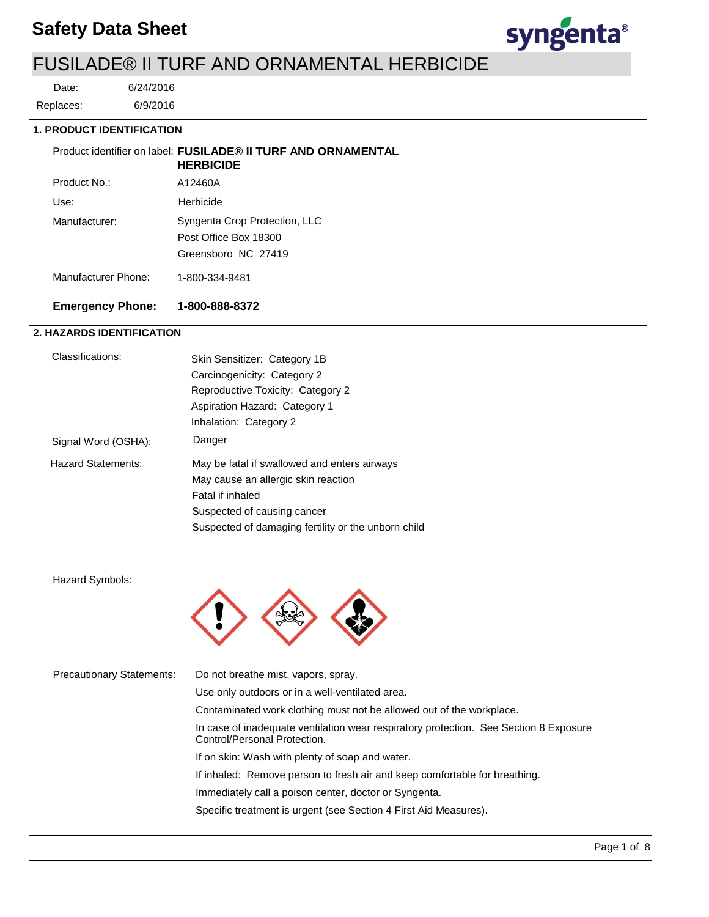# Safety Data Sheet

## FUSILADE® II TURF AND ORNAMENTAL HERBICIDE

Date: 6/24/2016

Replaces: 6/9/2016

### 1. PRODUCT IDENTIFICATION

| | |
|---|---|
| Product identifier on label: | **FUSILADE® II TURF AND ORNAMENTAL HERBICIDE** |
| Product No.: | A12460A |
| Use: | Herbicide |
| Manufacturer: | Syngenta Crop Protection, LLC<br>Post Office Box 18300<br>Greensboro NC 27419 |
| Manufacturer Phone: | 1-800-334-9481 |
| **Emergency Phone:** | **1-800-888-8372** |

### 2. HAZARDS IDENTIFICATION

Classifications:
- Skin Sensitizer: Category 1B
- Carcinogenicity: Category 2
- Reproductive Toxicity: Category 2
- Aspiration Hazard: Category 1
- Inhalation: Category 2

Signal Word (OSHA): Danger

Hazard Statements:
- May be fatal if swallowed and enters airways
- May cause an allergic skin reaction
- Fatal if inhaled
- Suspected of causing cancer
- Suspected of damaging fertility or the unborn child

Hazard Symbols:

Precautionary Statements:
- Do not breathe mist, vapors, spray.
- Use only outdoors or in a well-ventilated area.
- Contaminated work clothing must not be allowed out of the workplace.
- In case of inadequate ventilation wear respiratory protection. See Section 8 Exposure Control/Personal Protection.
- If on skin: Wash with plenty of soap and water.
- If inhaled: Remove person to fresh air and keep comfortable for breathing.
- Immediately call a poison center, doctor or Syngenta.
- Specific treatment is urgent (see Section 4 First Aid Measures).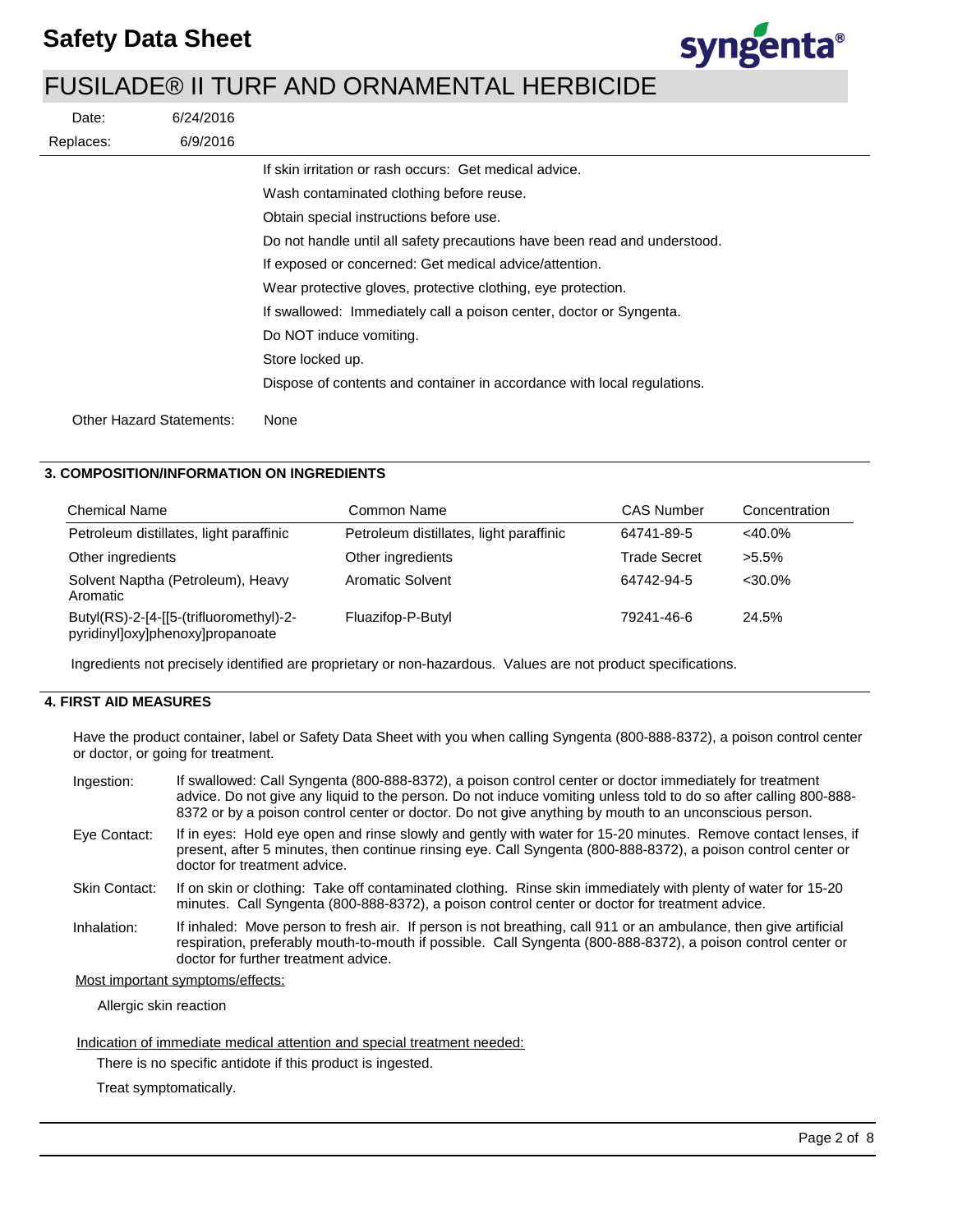If skin irritation or rash occurs: Get medical advice.

Wash contaminated clothing before reuse.

Obtain special instructions before use.

Do not handle until all safety precautions have been read and understood.

If exposed or concerned: Get medical advice/attention.

Wear protective gloves, protective clothing, eye protection.

If swallowed: Immediately call a poison center, doctor or Syngenta.

Do NOT induce vomiting.

Store locked up.

Dispose of contents and container in accordance with local regulations.

Other Hazard Statements: None

## 3. COMPOSITION/INFORMATION ON INGREDIENTS

| Chemical Name | Common Name | CAS Number | Concentration |
|---|---|---|---|
| Petroleum distillates, light paraffinic | Petroleum distillates, light paraffinic | 64741-89-5 | <40.0% |
| Other ingredients | Other ingredients | Trade Secret | >5.5% |
| Solvent Naptha (Petroleum), Heavy Aromatic | Aromatic Solvent | 64742-94-5 | <30.0% |
| Butyl(RS)-2-[4-[[5-(trifluoromethyl)-2-pyridinyl]oxy]phenoxy]propanoate | Fluazifop-P-Butyl | 79241-46-6 | 24.5% |

Ingredients not precisely identified are proprietary or non-hazardous. Values are not product specifications.

## 4. FIRST AID MEASURES

Have the product container, label or Safety Data Sheet with you when calling Syngenta (800-888-8372), a poison control center or doctor, or going for treatment.

**Ingestion:** If swallowed: Call Syngenta (800-888-8372), a poison control center or doctor immediately for treatment advice. Do not give any liquid to the person. Do not induce vomiting unless told to do so after calling 800-888-8372 or by a poison control center or doctor. Do not give anything by mouth to an unconscious person.

**Eye Contact:** If in eyes: Hold eye open and rinse slowly and gently with water for 15-20 minutes. Remove contact lenses, if present, after 5 minutes, then continue rinsing eye. Call Syngenta (800-888-8372), a poison control center or doctor for treatment advice.

**Skin Contact:** If on skin or clothing: Take off contaminated clothing. Rinse skin immediately with plenty of water for 15-20 minutes. Call Syngenta (800-888-8372), a poison control center or doctor for treatment advice.

**Inhalation:** If inhaled: Move person to fresh air. If person is not breathing, call 911 or an ambulance, then give artificial respiration, preferably mouth-to-mouth if possible. Call Syngenta (800-888-8372), a poison control center or doctor for further treatment advice.

Most important symptoms/effects:

Allergic skin reaction

Indication of immediate medical attention and special treatment needed:

There is no specific antidote if this product is ingested.

Treat symptomatically.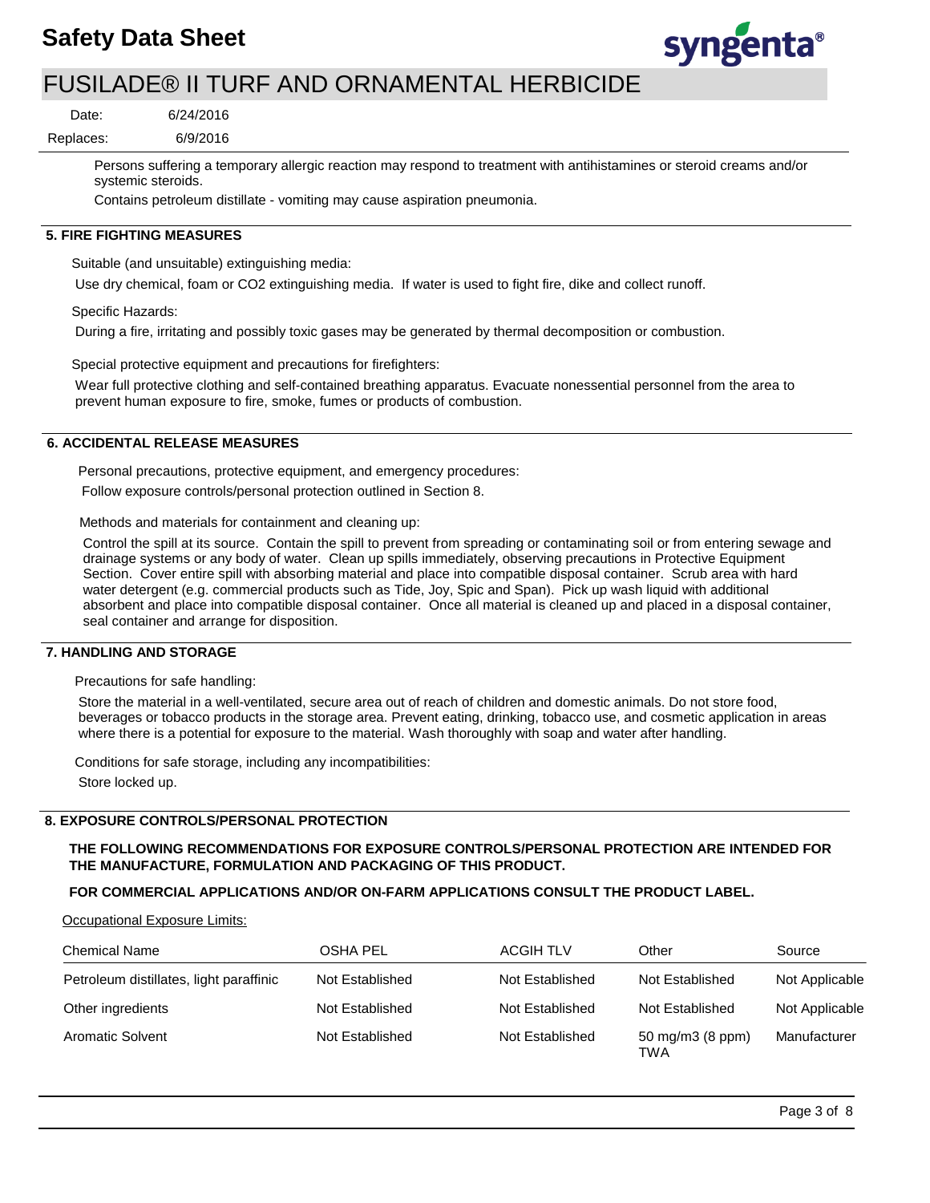Persons suffering a temporary allergic reaction may respond to treatment with antihistamines or steroid creams and/or systemic steroids.

Contains petroleum distillate - vomiting may cause aspiration pneumonia.

## 5. FIRE FIGHTING MEASURES

Suitable (and unsuitable) extinguishing media:

Use dry chemical, foam or CO2 extinguishing media. If water is used to fight fire, dike and collect runoff.

Specific Hazards:

During a fire, irritating and possibly toxic gases may be generated by thermal decomposition or combustion.

Special protective equipment and precautions for firefighters:

Wear full protective clothing and self-contained breathing apparatus. Evacuate nonessential personnel from the area to prevent human exposure to fire, smoke, fumes or products of combustion.

## 6. ACCIDENTAL RELEASE MEASURES

Personal precautions, protective equipment, and emergency procedures:

Follow exposure controls/personal protection outlined in Section 8.

Methods and materials for containment and cleaning up:

Control the spill at its source. Contain the spill to prevent from spreading or contaminating soil or from entering sewage and drainage systems or any body of water. Clean up spills immediately, observing precautions in Protective Equipment Section. Cover entire spill with absorbing material and place into compatible disposal container. Scrub area with hard water detergent (e.g. commercial products such as Tide, Joy, Spic and Span). Pick up wash liquid with additional absorbent and place into compatible disposal container. Once all material is cleaned up and placed in a disposal container, seal container and arrange for disposition.

## 7. HANDLING AND STORAGE

Precautions for safe handling:

Store the material in a well-ventilated, secure area out of reach of children and domestic animals. Do not store food, beverages or tobacco products in the storage area. Prevent eating, drinking, tobacco use, and cosmetic application in areas where there is a potential for exposure to the material. Wash thoroughly with soap and water after handling.

Conditions for safe storage, including any incompatibilities:

Store locked up.

## 8. EXPOSURE CONTROLS/PERSONAL PROTECTION

**THE FOLLOWING RECOMMENDATIONS FOR EXPOSURE CONTROLS/PERSONAL PROTECTION ARE INTENDED FOR THE MANUFACTURE, FORMULATION AND PACKAGING OF THIS PRODUCT.**

**FOR COMMERCIAL APPLICATIONS AND/OR ON-FARM APPLICATIONS CONSULT THE PRODUCT LABEL.**

Occupational Exposure Limits:

| Chemical Name | OSHA PEL | ACGIH TLV | Other | Source |
|---|---|---|---|---|
| Petroleum distillates, light paraffinic | Not Established | Not Established | Not Established | Not Applicable |
| Other ingredients | Not Established | Not Established | Not Established | Not Applicable |
| Aromatic Solvent | Not Established | Not Established | 50 mg/m3 (8 ppm) TWA | Manufacturer |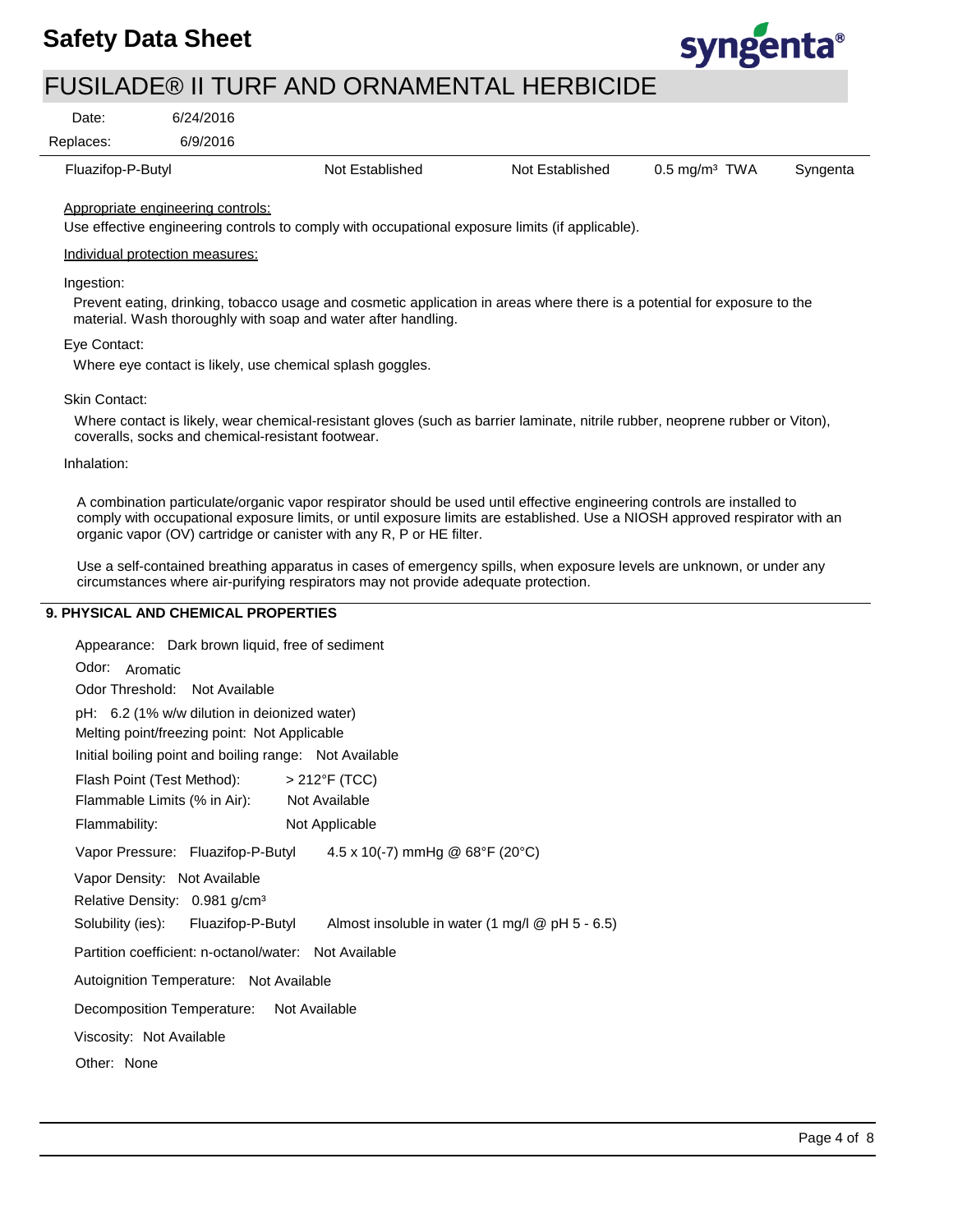| | | | | |
|---|---|---|---|---|
| Fluazifop-P-Butyl | Not Established | Not Established | 0.5 mg/m³ TWA | Syngenta |

Appropriate engineering controls:

Use effective engineering controls to comply with occupational exposure limits (if applicable).

Individual protection measures:

Ingestion:

Prevent eating, drinking, tobacco usage and cosmetic application in areas where there is a potential for exposure to the material. Wash thoroughly with soap and water after handling.

Eye Contact:

Where eye contact is likely, use chemical splash goggles.

Skin Contact:

Where contact is likely, wear chemical-resistant gloves (such as barrier laminate, nitrile rubber, neoprene rubber or Viton), coveralls, socks and chemical-resistant footwear.

Inhalation:

A combination particulate/organic vapor respirator should be used until effective engineering controls are installed to comply with occupational exposure limits, or until exposure limits are established. Use a NIOSH approved respirator with an organic vapor (OV) cartridge or canister with any R, P or HE filter.

Use a self-contained breathing apparatus in cases of emergency spills, when exposure levels are unknown, or under any circumstances where air-purifying respirators may not provide adequate protection.

## 9. PHYSICAL AND CHEMICAL PROPERTIES

Appearance: Dark brown liquid, free of sediment

Odor: Aromatic

Odor Threshold: Not Available

pH: 6.2 (1% w/w dilution in deionized water)

Melting point/freezing point: Not Applicable

Initial boiling point and boiling range: Not Available

Flash Point (Test Method): > 212°F (TCC)

Flammable Limits (% in Air): Not Available

Flammability: Not Applicable

Vapor Pressure: Fluazifop-P-Butyl 4.5 x 10(-7) mmHg @ 68°F (20°C)

Vapor Density: Not Available

Relative Density: 0.981 g/cm³

Solubility (ies): Fluazifop-P-Butyl Almost insoluble in water (1 mg/l @ pH 5 - 6.5)

Partition coefficient: n-octanol/water: Not Available

Autoignition Temperature: Not Available

Decomposition Temperature: Not Available

Viscosity: Not Available

Other: None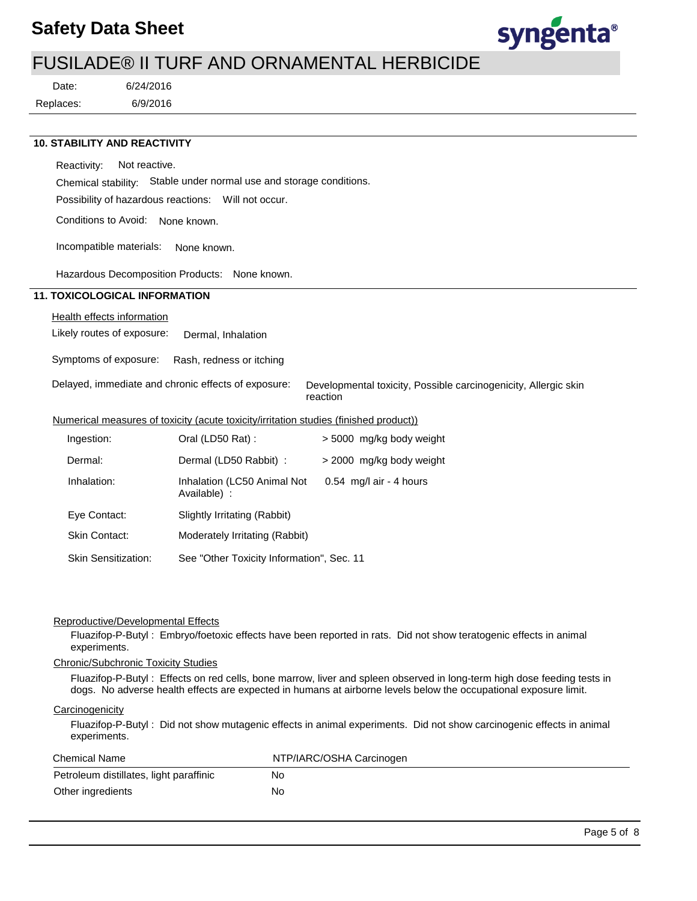## 10. STABILITY AND REACTIVITY

Reactivity: Not reactive.

Chemical stability: Stable under normal use and storage conditions.

Possibility of hazardous reactions: Will not occur.

Conditions to Avoid: None known.

Incompatible materials: None known.

Hazardous Decomposition Products: None known.

## 11. TOXICOLOGICAL INFORMATION

Health effects information

Likely routes of exposure: Dermal, Inhalation

Symptoms of exposure: Rash, redness or itching

Delayed, immediate and chronic effects of exposure: Developmental toxicity, Possible carcinogenicity, Allergic skin reaction

Numerical measures of toxicity (acute toxicity/irritation studies (finished product))

| | | |
|---|---|---|
| Ingestion: | Oral (LD50 Rat) : | > 5000 mg/kg body weight |
| Dermal: | Dermal (LD50 Rabbit) : | > 2000 mg/kg body weight |
| Inhalation: | Inhalation (LC50 Animal Not Available) : | 0.54 mg/l air - 4 hours |
| Eye Contact: | Slightly Irritating (Rabbit) | |
| Skin Contact: | Moderately Irritating (Rabbit) | |
| Skin Sensitization: | See "Other Toxicity Information", Sec. 11 | |

Reproductive/Developmental Effects

Fluazifop-P-Butyl : Embryo/foetoxic effects have been reported in rats. Did not show teratogenic effects in animal experiments.

Chronic/Subchronic Toxicity Studies

Fluazifop-P-Butyl : Effects on red cells, bone marrow, liver and spleen observed in long-term high dose feeding tests in dogs. No adverse health effects are expected in humans at airborne levels below the occupational exposure limit.

Carcinogenicity

Fluazifop-P-Butyl : Did not show mutagenic effects in animal experiments. Did not show carcinogenic effects in animal experiments.

| Chemical Name | NTP/IARC/OSHA Carcinogen |
|---|---|
| Petroleum distillates, light paraffinic | No |
| Other ingredients | No |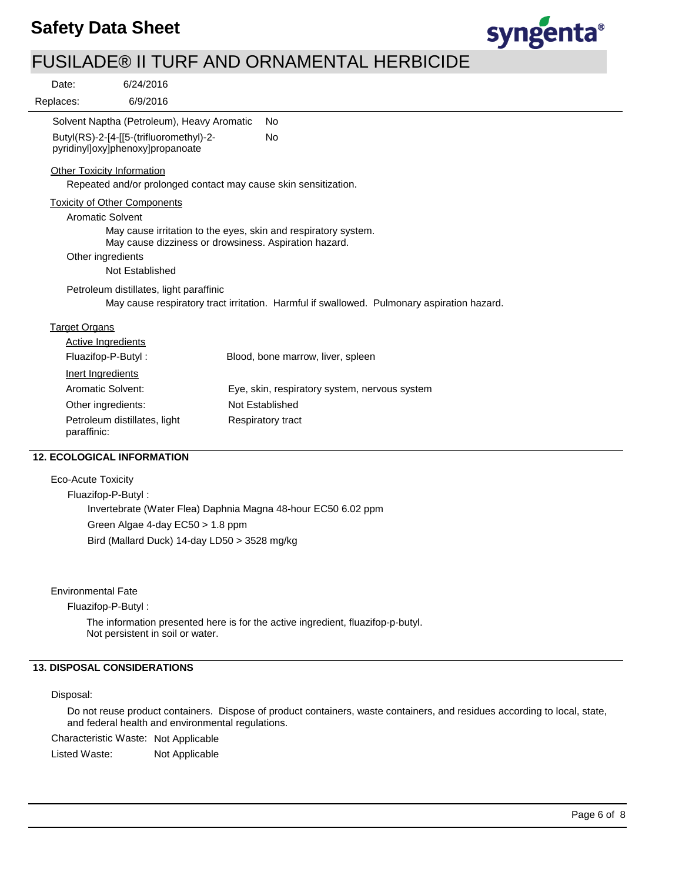| | |
|---|---|
| Solvent Naptha (Petroleum), Heavy Aromatic | No |
| Butyl(RS)-2-[4-[[5-(trifluoromethyl)-2-pyridinyl]oxy]phenoxy]propanoate | No |

Other Toxicity Information

Repeated and/or prolonged contact may cause skin sensitization.

Toxicity of Other Components

Aromatic Solvent

May cause irritation to the eyes, skin and respiratory system.
May cause dizziness or drowsiness. Aspiration hazard.

Other ingredients

Not Established

Petroleum distillates, light paraffinic

May cause respiratory tract irritation. Harmful if swallowed. Pulmonary aspiration hazard.

Target Organs

| | |
|---|---|
| Active Ingredients | |
| Fluazifop-P-Butyl : | Blood, bone marrow, liver, spleen |
| Inert Ingredients | |
| Aromatic Solvent: | Eye, skin, respiratory system, nervous system |
| Other ingredients: | Not Established |
| Petroleum distillates, light paraffinic: | Respiratory tract |

## 12. ECOLOGICAL INFORMATION

Eco-Acute Toxicity

Fluazifop-P-Butyl :

Invertebrate (Water Flea) Daphnia Magna 48-hour EC50 6.02 ppm

Green Algae 4-day EC50 > 1.8 ppm

Bird (Mallard Duck) 14-day LD50 > 3528 mg/kg

Environmental Fate

Fluazifop-P-Butyl :

The information presented here is for the active ingredient, fluazifop-p-butyl.
Not persistent in soil or water.

## 13. DISPOSAL CONSIDERATIONS

Disposal:

Do not reuse product containers. Dispose of product containers, waste containers, and residues according to local, state, and federal health and environmental regulations.

Characteristic Waste: Not Applicable

Listed Waste: Not Applicable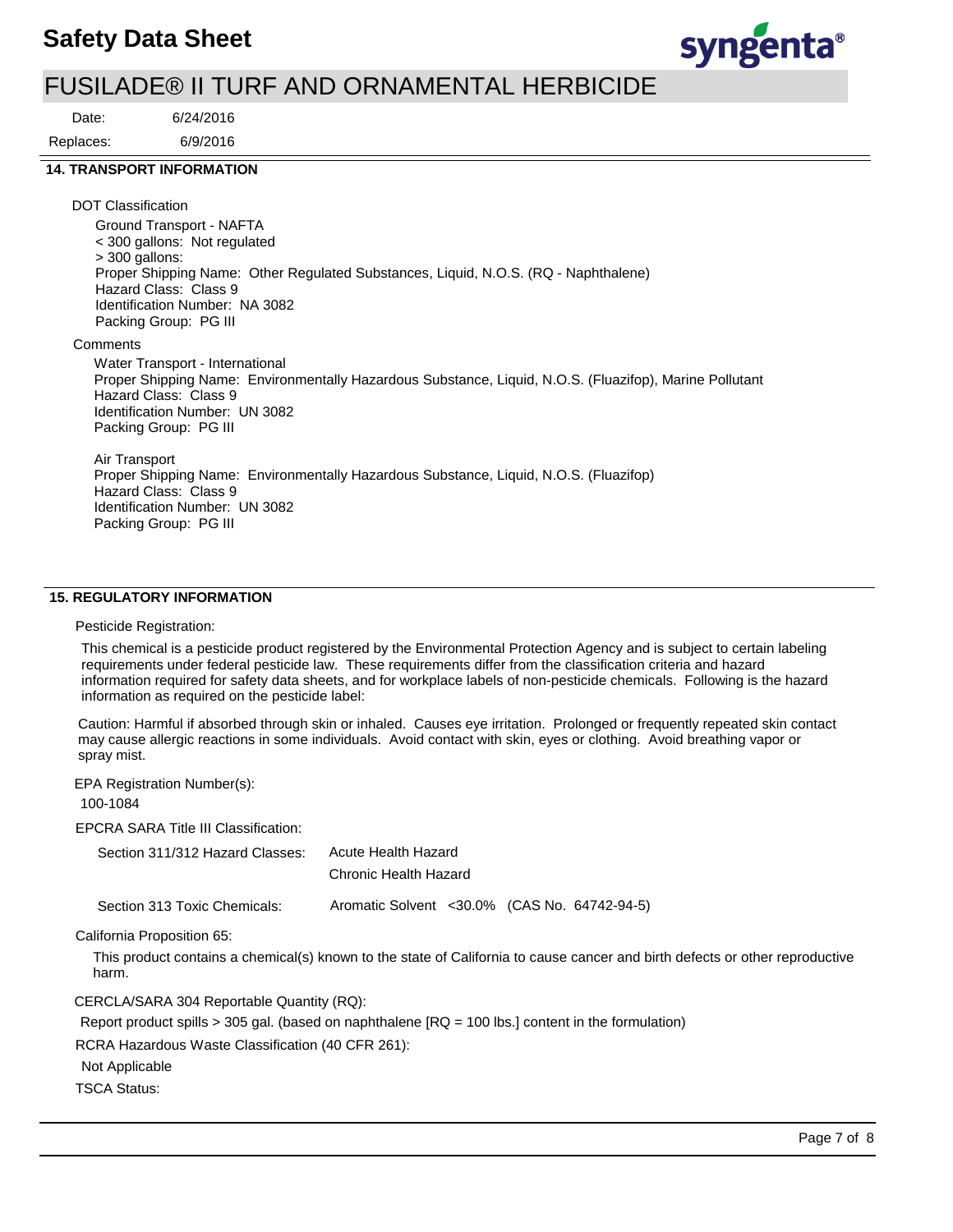## 14. TRANSPORT INFORMATION

DOT Classification

Ground Transport - NAFTA
< 300 gallons: Not regulated
> 300 gallons:
Proper Shipping Name: Other Regulated Substances, Liquid, N.O.S. (RQ - Naphthalene)
Hazard Class: Class 9
Identification Number: NA 3082
Packing Group: PG III

Comments

Water Transport - International
Proper Shipping Name: Environmentally Hazardous Substance, Liquid, N.O.S. (Fluazifop), Marine Pollutant
Hazard Class: Class 9
Identification Number: UN 3082
Packing Group: PG III

Air Transport
Proper Shipping Name: Environmentally Hazardous Substance, Liquid, N.O.S. (Fluazifop)
Hazard Class: Class 9
Identification Number: UN 3082
Packing Group: PG III

## 15. REGULATORY INFORMATION

Pesticide Registration:

This chemical is a pesticide product registered by the Environmental Protection Agency and is subject to certain labeling requirements under federal pesticide law. These requirements differ from the classification criteria and hazard information required for safety data sheets, and for workplace labels of non-pesticide chemicals. Following is the hazard information as required on the pesticide label:

Caution: Harmful if absorbed through skin or inhaled. Causes eye irritation. Prolonged or frequently repeated skin contact may cause allergic reactions in some individuals. Avoid contact with skin, eyes or clothing. Avoid breathing vapor or spray mist.

EPA Registration Number(s):

100-1084

EPCRA SARA Title III Classification:

Section 311/312 Hazard Classes: Acute Health Hazard
Chronic Health Hazard

Section 313 Toxic Chemicals: Aromatic Solvent <30.0% (CAS No. 64742-94-5)

California Proposition 65:

This product contains a chemical(s) known to the state of California to cause cancer and birth defects or other reproductive harm.

CERCLA/SARA 304 Reportable Quantity (RQ):

Report product spills > 305 gal. (based on naphthalene [RQ = 100 lbs.] content in the formulation)

RCRA Hazardous Waste Classification (40 CFR 261):

Not Applicable

TSCA Status: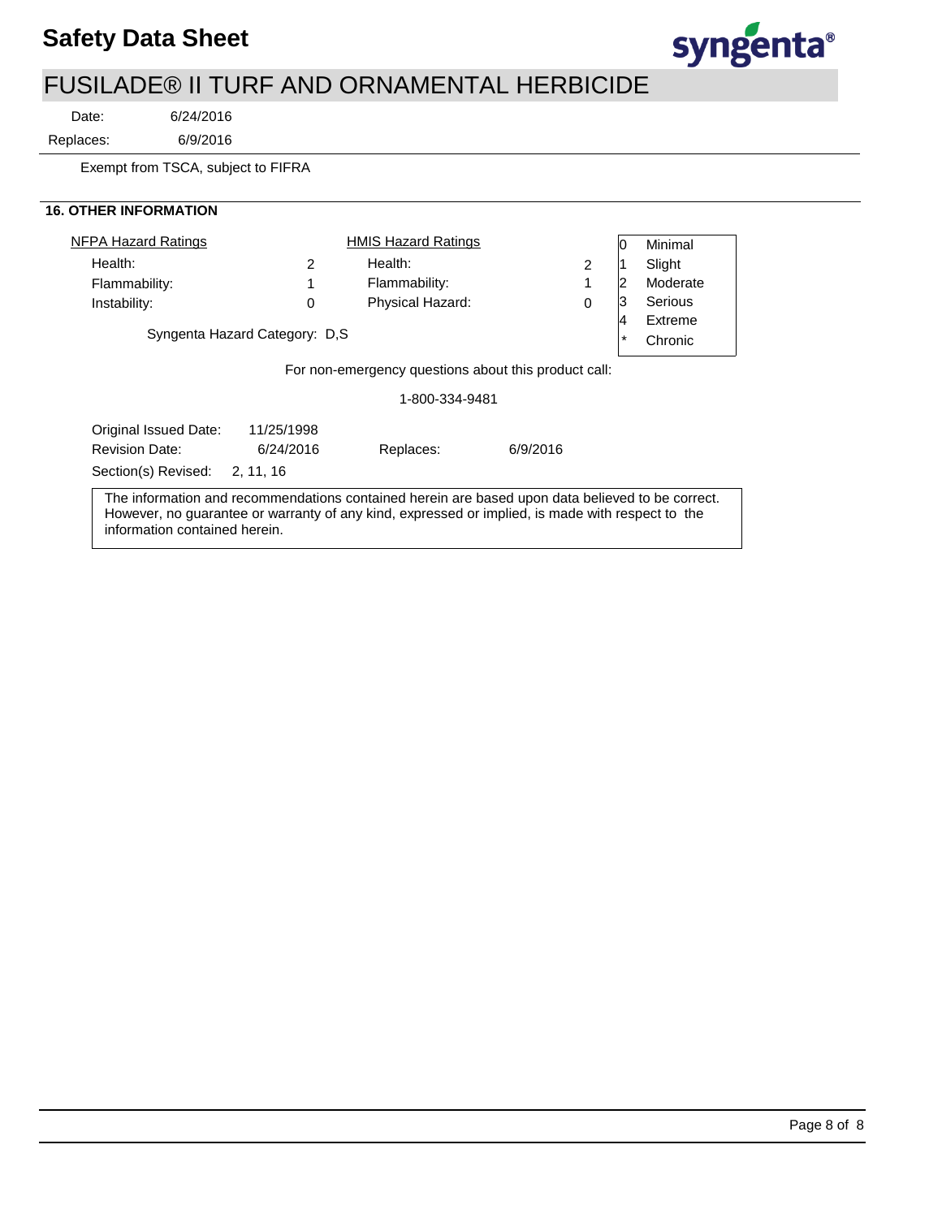Exempt from TSCA, subject to FIFRA

## 16. OTHER INFORMATION

| NFPA Hazard Ratings | | HMIS Hazard Ratings | |
|---|---|---|---|
| Health: | 2 | Health: | 2 |
| Flammability: | 1 | Flammability: | 1 |
| Instability: | 0 | Physical Hazard: | 0 |

| | |
|---|---|
| 0 | Minimal |
| 1 | Slight |
| 2 | Moderate |
| 3 | Serious |
| 4 | Extreme |
| * | Chronic |

Syngenta Hazard Category: D,S

For non-emergency questions about this product call:

1-800-334-9481

Original Issued Date: 11/25/1998

Revision Date: 6/24/2016 Replaces: 6/9/2016

Section(s) Revised: 2, 11, 16

The information and recommendations contained herein are based upon data believed to be correct. However, no guarantee or warranty of any kind, expressed or implied, is made with respect to the information contained herein.